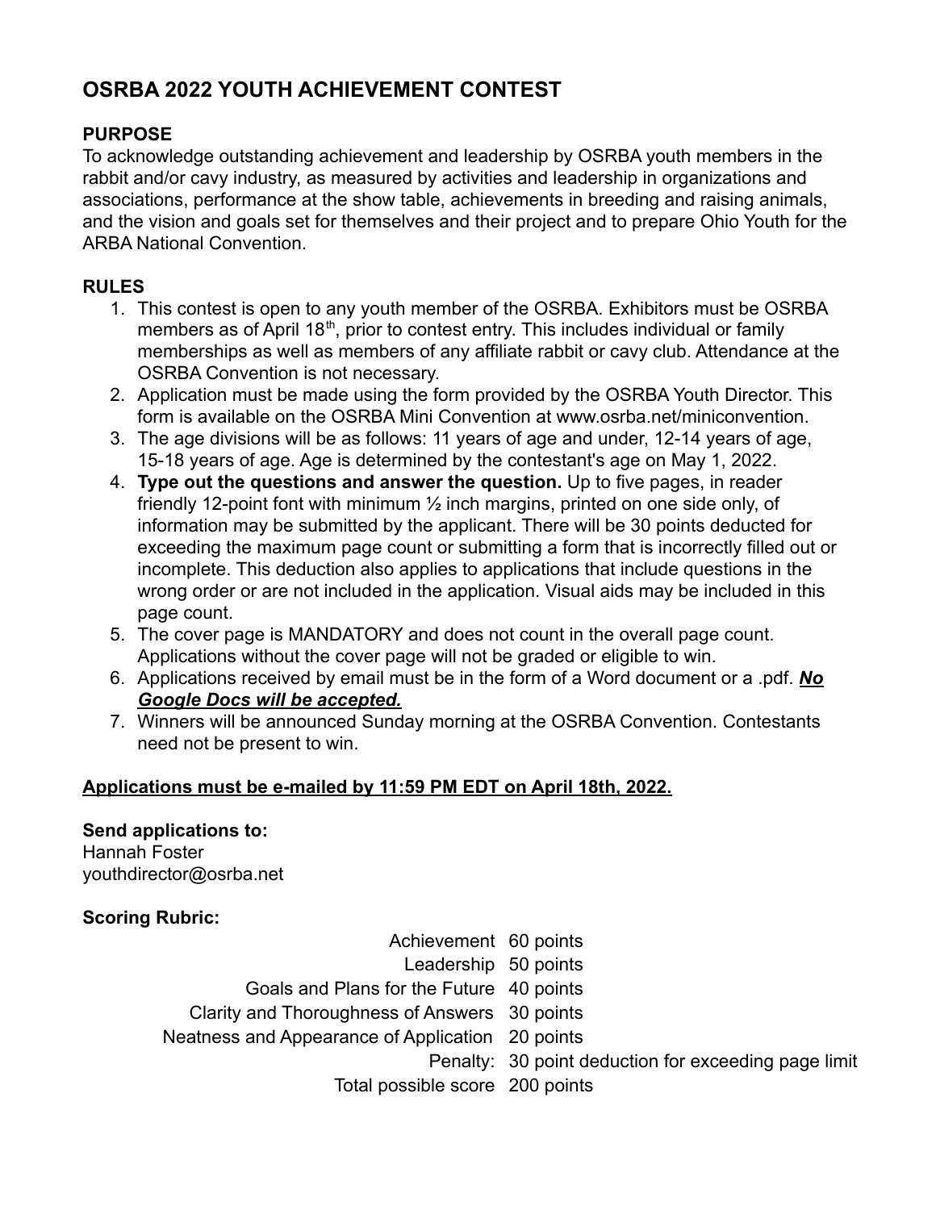# OSRBA 2022 YOUTH ACHIEVEMENT CONTEST

## PURPOSE

To acknowledge outstanding achievement and leadership by OSRBA youth members in the rabbit and/or cavy industry, as measured by activities and leadership in organizations and associations, performance at the show table, achievements in breeding and raising animals, and the vision and goals set for themselves and their project and to prepare Ohio Youth for the ARBA National Convention.

## RULES

1. This contest is open to any youth member of the OSRBA. Exhibitors must be OSRBA members as of April 18th, prior to contest entry. This includes individual or family memberships as well as members of any affiliate rabbit or cavy club. Attendance at the OSRBA Convention is not necessary.
2. Application must be made using the form provided by the OSRBA Youth Director. This form is available on the OSRBA Mini Convention at www.osrba.net/miniconvention.
3. The age divisions will be as follows: 11 years of age and under, 12-14 years of age, 15-18 years of age. Age is determined by the contestant's age on May 1, 2022.
4. **Type out the questions and answer the question.** Up to five pages, in reader friendly 12-point font with minimum ½ inch margins, printed on one side only, of information may be submitted by the applicant. There will be 30 points deducted for exceeding the maximum page count or submitting a form that is incorrectly filled out or incomplete. This deduction also applies to applications that include questions in the wrong order or are not included in the application. Visual aids may be included in this page count.
5. The cover page is MANDATORY and does not count in the overall page count. Applications without the cover page will not be graded or eligible to win.
6. Applications received by email must be in the form of a Word document or a .pdf. ***No Google Docs will be accepted.***
7. Winners will be announced Sunday morning at the OSRBA Convention. Contestants need not be present to win.

**Applications must be e-mailed by 11:59 PM EDT on April 18th, 2022.**

**Send applications to:**
Hannah Foster
youthdirector@osrba.net

**Scoring Rubric:**

| | |
|---|---|
| Achievement | 60 points |
| Leadership | 50 points |
| Goals and Plans for the Future | 40 points |
| Clarity and Thoroughness of Answers | 30 points |
| Neatness and Appearance of Application | 20 points |
| Penalty: | 30 point deduction for exceeding page limit |
| Total possible score | 200 points |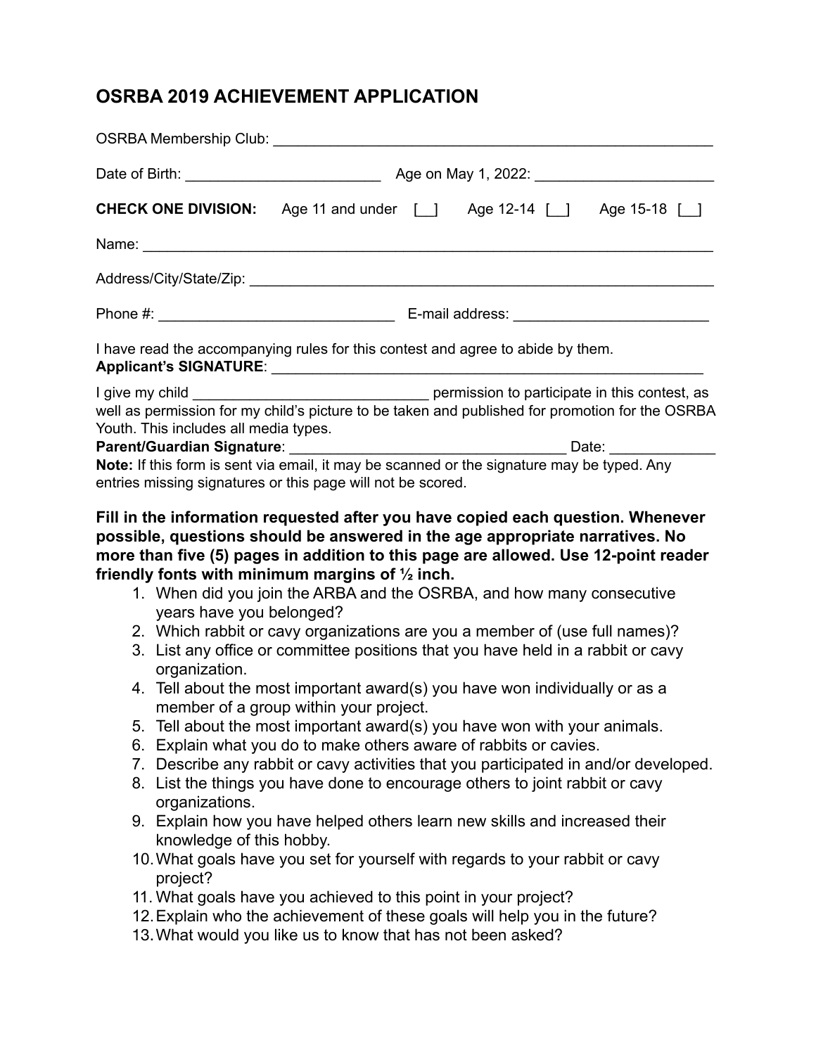# OSRBA 2019 ACHIEVEMENT APPLICATION

OSRBA Membership Club: ______________________________________________________

Date of Birth: ________________________ Age on May 1, 2022: _____________________

**CHECK ONE DIVISION:** Age 11 and under [__] Age 12-14 [__] Age 15-18 [__]

Name: ______________________________________________________________________

Address/City/State/Zip: _______________________________________________________

Phone #: ____________________________ E-mail address: _______________________

I have read the accompanying rules for this contest and agree to abide by them.
**Applicant's SIGNATURE**: ____________________________________________________

I give my child ____________________________ permission to participate in this contest, as well as permission for my child's picture to be taken and published for promotion for the OSRBA Youth. This includes all media types.
**Parent/Guardian Signature**: _________________________________ Date: ____________

**Note:** If this form is sent via email, it may be scanned or the signature may be typed. Any entries missing signatures or this page will not be scored.

**Fill in the information requested after you have copied each question. Whenever possible, questions should be answered in the age appropriate narratives. No more than five (5) pages in addition to this page are allowed. Use 12-point reader friendly fonts with minimum margins of ½ inch.**

1. When did you join the ARBA and the OSRBA, and how many consecutive years have you belonged?
2. Which rabbit or cavy organizations are you a member of (use full names)?
3. List any office or committee positions that you have held in a rabbit or cavy organization.
4. Tell about the most important award(s) you have won individually or as a member of a group within your project.
5. Tell about the most important award(s) you have won with your animals.
6. Explain what you do to make others aware of rabbits or cavies.
7. Describe any rabbit or cavy activities that you participated in and/or developed.
8. List the things you have done to encourage others to joint rabbit or cavy organizations.
9. Explain how you have helped others learn new skills and increased their knowledge of this hobby.
10. What goals have you set for yourself with regards to your rabbit or cavy project?
11. What goals have you achieved to this point in your project?
12. Explain who the achievement of these goals will help you in the future?
13. What would you like us to know that has not been asked?